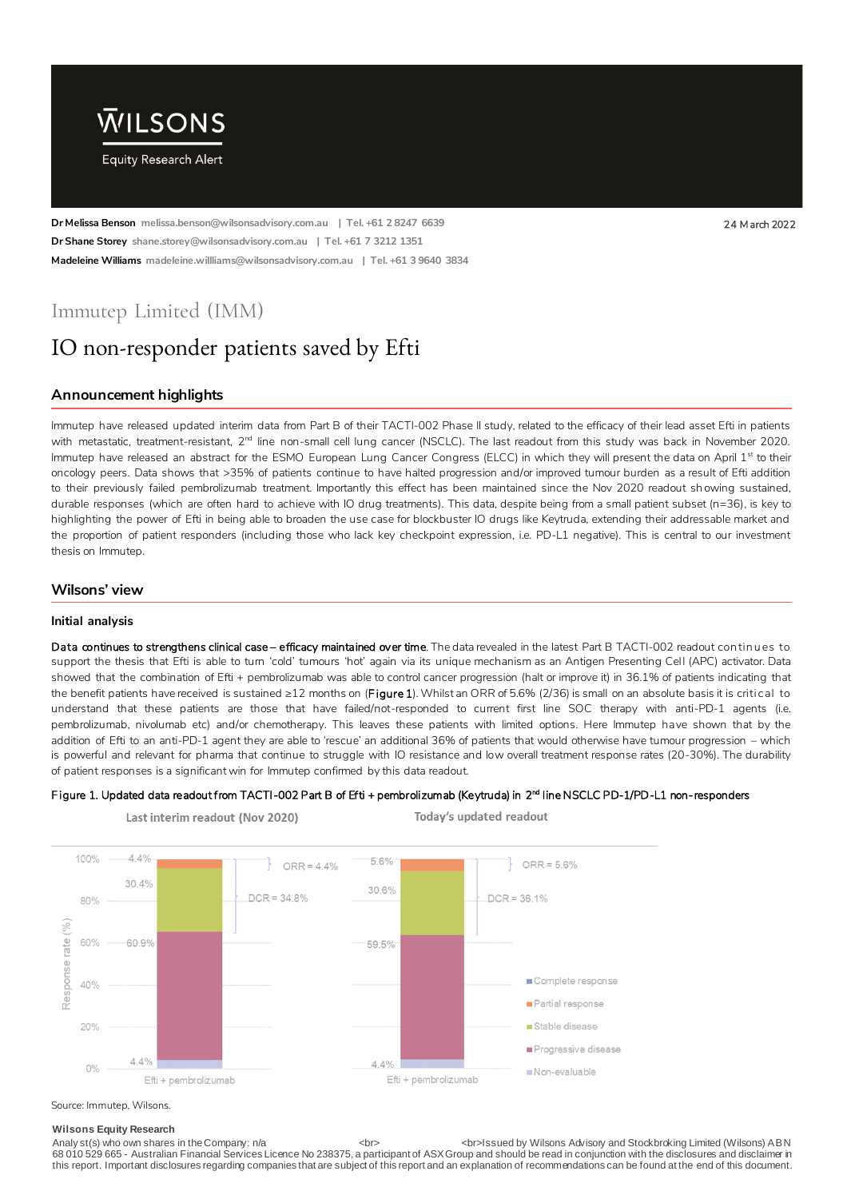# WILSONS

Equity Research Alert

**Dr Melissa Benson** melissa.benson@wilsonsadvisory.com.au | Tel. +61 2 8247 6639
**Dr Shane Storey** shane.storey@wilsonsadvisory.com.au | Tel. +61 7 3212 1351
**Madeleine Williams** madeleine.willliams@wilsonsadvisory.com.au | Tel. +61 3 9640 3834

24 March 2022

## Immutep Limited (IMM)

# IO non-responder patients saved by Efti

### Announcement highlights

Immutep have released updated interim data from Part B of their TACTI-002 Phase II study, related to the efficacy of their lead asset Efti in patients with metastatic, treatment-resistant, 2nd line non-small cell lung cancer (NSCLC). The last readout from this study was back in November 2020. Immutep have released an abstract for the ESMO European Lung Cancer Congress (ELCC) in which they will present the data on April 1st to their oncology peers. Data shows that >35% of patients continue to have halted progression and/or improved tumour burden as a result of Efti addition to their previously failed pembrolizumab treatment. Importantly this effect has been maintained since the Nov 2020 readout showing sustained, durable responses (which are often hard to achieve with IO drug treatments). This data, despite being from a small patient subset (n=36), is key to highlighting the power of Efti in being able to broaden the use case for blockbuster IO drugs like Keytruda, extending their addressable market and the proportion of patient responders (including those who lack key checkpoint expression, i.e. PD-L1 negative). This is central to our investment thesis on Immutep.

### Wilsons' view

#### Initial analysis

**Data continues to strengthens clinical case – efficacy maintained over time.** The data revealed in the latest Part B TACTI-002 readout continues to support the thesis that Efti is able to turn 'cold' tumours 'hot' again via its unique mechanism as an Antigen Presenting Cell (APC) activator. Data showed that the combination of Efti + pembrolizumab was able to control cancer progression (halt or improve it) in 36.1% of patients indicating that the benefit patients have received is sustained ≥12 months on (**Figure 1**). Whilst an ORR of 5.6% (2/36) is small on an absolute basis it is critical to understand that these patients are those that have failed/not-responded to current first line SOC therapy with anti-PD-1 agents (i.e. pembrolizumab, nivolumab etc) and/or chemotherapy. This leaves these patients with limited options. Here Immutep have shown that by the addition of Efti to an anti-PD-1 agent they are able to 'rescue' an additional 36% of patients that would otherwise have tumour progression – which is powerful and relevant for pharma that continue to struggle with IO resistance and low overall treatment response rates (20-30%). The durability of patient responses is a significant win for Immutep confirmed by this data readout.

Figure 1. Updated data readout from TACTI-002 Part B of Efti + pembrolizumab (Keytruda) in 2nd line NSCLC PD-1/PD-L1 non-responders

| Response category (Efti + pembrolizumab) | Last interim readout (Nov 2020) | Today's updated readout |
|---|---|---|
| Complete response | – | – |
| Partial response | 4.4% | 5.6% |
| Stable disease | 30.4% | 30.6% |
| Progressive disease | 60.9% | 59.5% |
| Non-evaluable | 4.4% | 4.4% |
| ORR | 4.4% | 5.6% |
| DCR | 34.8% | 36.1% |

Source: Immutep, Wilsons.

**Wilsons Equity Research**
Analyst(s) who own shares in the Company: n/a
Issued by Wilsons Advisory and Stockbroking Limited (Wilsons) ABN 68 010 529 665 - Australian Financial Services Licence No 238375, a participant of ASX Group and should be read in conjunction with the disclosures and disclaimer in this report. Important disclosures regarding companies that are subject of this report and an explanation of recommendations can be found at the end of this document.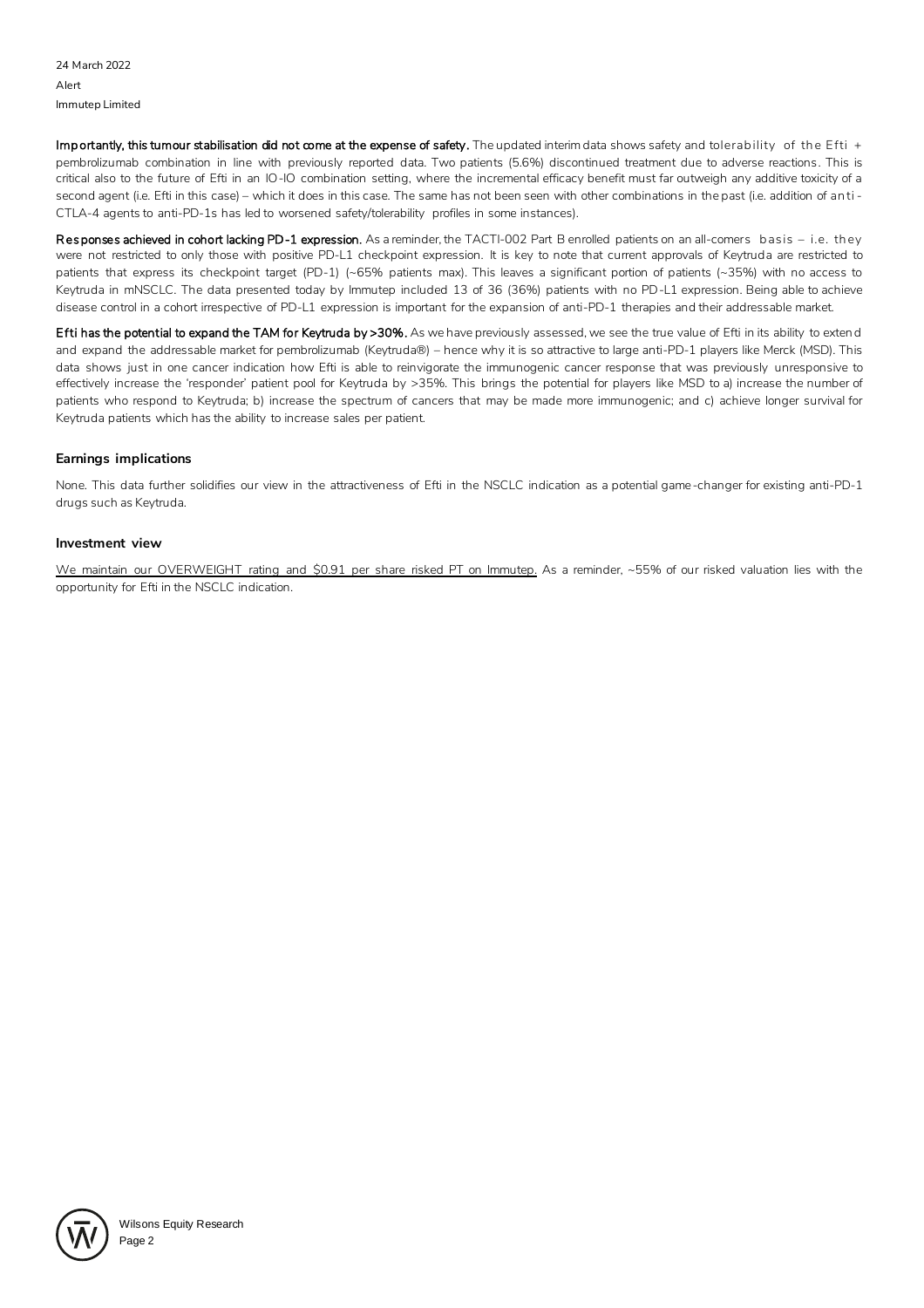**Importantly, this tumour stabilisation did not come at the expense of safety.** The updated interim data shows safety and tolerability of the Efti + pembrolizumab combination in line with previously reported data. Two patients (5.6%) discontinued treatment due to adverse reactions. This is critical also to the future of Efti in an IO-IO combination setting, where the incremental efficacy benefit must far outweigh any additive toxicity of a second agent (i.e. Efti in this case) – which it does in this case. The same has not been seen with other combinations in the past (i.e. addition of anti-CTLA-4 agents to anti-PD-1s has led to worsened safety/tolerability profiles in some instances).

**Responses achieved in cohort lacking PD-1 expression.** As a reminder, the TACTI-002 Part B enrolled patients on an all-comers basis – i.e. they were not restricted to only those with positive PD-L1 checkpoint expression. It is key to note that current approvals of Keytruda are restricted to patients that express its checkpoint target (PD-1) (~65% patients max). This leaves a significant portion of patients (~35%) with no access to Keytruda in mNSCLC. The data presented today by Immutep included 13 of 36 (36%) patients with no PD-L1 expression. Being able to achieve disease control in a cohort irrespective of PD-L1 expression is important for the expansion of anti-PD-1 therapies and their addressable market.

**Efti has the potential to expand the TAM for Keytruda by >30%.** As we have previously assessed, we see the true value of Efti in its ability to extend and expand the addressable market for pembrolizumab (Keytruda®) – hence why it is so attractive to large anti-PD-1 players like Merck (MSD). This data shows just in one cancer indication how Efti is able to reinvigorate the immunogenic cancer response that was previously unresponsive to effectively increase the 'responder' patient pool for Keytruda by >35%. This brings the potential for players like MSD to a) increase the number of patients who respond to Keytruda; b) increase the spectrum of cancers that may be made more immunogenic; and c) achieve longer survival for Keytruda patients which has the ability to increase sales per patient.

## Earnings implications

None. This data further solidifies our view in the attractiveness of Efti in the NSCLC indication as a potential game-changer for existing anti-PD-1 drugs such as Keytruda.

## Investment view

We maintain our OVERWEIGHT rating and $0.91 per share risked PT on Immutep. As a reminder, ~55% of our risked valuation lies with the opportunity for Efti in the NSCLC indication.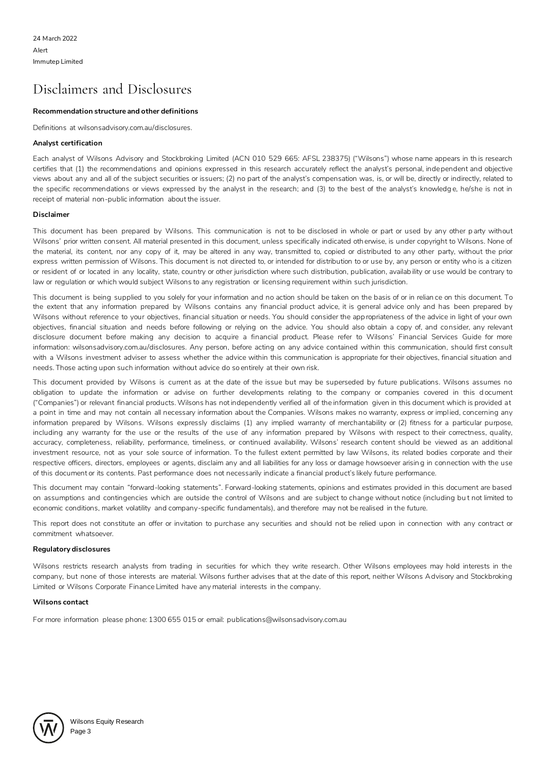# Disclaimers and Disclosures

**Recommendation structure and other definitions**

Definitions at wilsonsadvisory.com.au/disclosures.

**Analyst certification**

Each analyst of Wilsons Advisory and Stockbroking Limited (ACN 010 529 665: AFSL 238375) ("Wilsons") whose name appears in this research certifies that (1) the recommendations and opinions expressed in this research accurately reflect the analyst's personal, independent and objective views about any and all of the subject securities or issuers; (2) no part of the analyst's compensation was, is, or will be, directly or indirectly, related to the specific recommendations or views expressed by the analyst in the research; and (3) to the best of the analyst's knowledge, he/she is not in receipt of material non-public information about the issuer.

**Disclaimer**

This document has been prepared by Wilsons. This communication is not to be disclosed in whole or part or used by any other party without Wilsons' prior written consent. All material presented in this document, unless specifically indicated otherwise, is under copyright to Wilsons. None of the material, its content, nor any copy of it, may be altered in any way, transmitted to, copied or distributed to any other party, without the prior express written permission of Wilsons. This document is not directed to, or intended for distribution to or use by, any person or entity who is a citizen or resident of or located in any locality, state, country or other jurisdiction where such distribution, publication, availability or use would be contrary to law or regulation or which would subject Wilsons to any registration or licensing requirement within such jurisdiction.

This document is being supplied to you solely for your information and no action should be taken on the basis of or in reliance on this document. To the extent that any information prepared by Wilsons contains any financial product advice, it is general advice only and has been prepared by Wilsons without reference to your objectives, financial situation or needs. You should consider the appropriateness of the advice in light of your own objectives, financial situation and needs before following or relying on the advice. You should also obtain a copy of, and consider, any relevant disclosure document before making any decision to acquire a financial product. Please refer to Wilsons' Financial Services Guide for more information: wilsonsadvisory.com.au/disclosures. Any person, before acting on any advice contained within this communication, should first consult with a Wilsons investment adviser to assess whether the advice within this communication is appropriate for their objectives, financial situation and needs. Those acting upon such information without advice do so entirely at their own risk.

This document provided by Wilsons is current as at the date of the issue but may be superseded by future publications. Wilsons assumes no obligation to update the information or advise on further developments relating to the company or companies covered in this document ("Companies") or relevant financial products. Wilsons has not independently verified all of the information given in this document which is provided at a point in time and may not contain all necessary information about the Companies. Wilsons makes no warranty, express or implied, concerning any information prepared by Wilsons. Wilsons expressly disclaims (1) any implied warranty of merchantability or (2) fitness for a particular purpose, including any warranty for the use or the results of the use of any information prepared by Wilsons with respect to their correctness, quality, accuracy, completeness, reliability, performance, timeliness, or continued availability. Wilsons' research content should be viewed as an additional investment resource, not as your sole source of information. To the fullest extent permitted by law Wilsons, its related bodies corporate and their respective officers, directors, employees or agents, disclaim any and all liabilities for any loss or damage howsoever arising in connection with the use of this document or its contents. Past performance does not necessarily indicate a financial product's likely future performance.

This document may contain "forward-looking statements". Forward-looking statements, opinions and estimates provided in this document are based on assumptions and contingencies which are outside the control of Wilsons and are subject to change without notice (including but not limited to economic conditions, market volatility and company-specific fundamentals), and therefore may not be realised in the future.

This report does not constitute an offer or invitation to purchase any securities and should not be relied upon in connection with any contract or commitment whatsoever.

**Regulatory disclosures**

Wilsons restricts research analysts from trading in securities for which they write research. Other Wilsons employees may hold interests in the company, but none of those interests are material. Wilsons further advises that at the date of this report, neither Wilsons Advisory and Stockbroking Limited or Wilsons Corporate Finance Limited have any material interests in the company.

**Wilsons contact**

For more information please phone: 1300 655 015 or email: publications@wilsonsadvisory.com.au